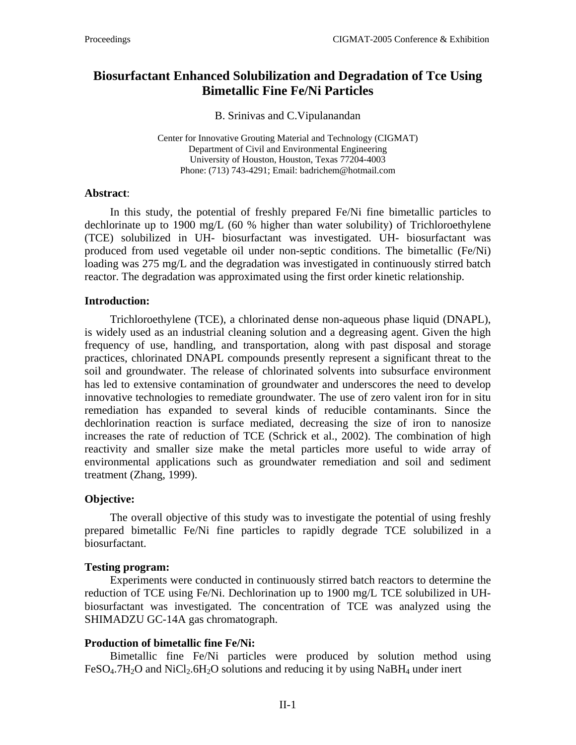# Biosurfactant Enhanced Solubilization and Degradation of Tce Using Bimetallic Fine Fe/Ni Particles

B. Srinivas and C.Vipulanandan

Center for Innovative Grouting Material and Technology (CIGMAT)
Department of Civil and Environmental Engineering
University of Houston, Houston, Texas 77204-4003
Phone: (713) 743-4291; Email: badrichem@hotmail.com

**Abstract**:

In this study, the potential of freshly prepared Fe/Ni fine bimetallic particles to dechlorinate up to 1900 mg/L (60 % higher than water solubility) of Trichloroethylene (TCE) solubilized in UH- biosurfactant was investigated. UH- biosurfactant was produced from used vegetable oil under non-septic conditions. The bimetallic (Fe/Ni) loading was 275 mg/L and the degradation was investigated in continuously stirred batch reactor. The degradation was approximated using the first order kinetic relationship.

**Introduction:**

Trichloroethylene (TCE), a chlorinated dense non-aqueous phase liquid (DNAPL), is widely used as an industrial cleaning solution and a degreasing agent. Given the high frequency of use, handling, and transportation, along with past disposal and storage practices, chlorinated DNAPL compounds presently represent a significant threat to the soil and groundwater. The release of chlorinated solvents into subsurface environment has led to extensive contamination of groundwater and underscores the need to develop innovative technologies to remediate groundwater. The use of zero valent iron for in situ remediation has expanded to several kinds of reducible contaminants. Since the dechlorination reaction is surface mediated, decreasing the size of iron to nanosize increases the rate of reduction of TCE (Schrick et al., 2002). The combination of high reactivity and smaller size make the metal particles more useful to wide array of environmental applications such as groundwater remediation and soil and sediment treatment (Zhang, 1999).

**Objective:**

The overall objective of this study was to investigate the potential of using freshly prepared bimetallic Fe/Ni fine particles to rapidly degrade TCE solubilized in a biosurfactant.

**Testing program:**

Experiments were conducted in continuously stirred batch reactors to determine the reduction of TCE using Fe/Ni. Dechlorination up to 1900 mg/L TCE solubilized in UH- biosurfactant was investigated. The concentration of TCE was analyzed using the SHIMADZU GC-14A gas chromatograph.

**Production of bimetallic fine Fe/Ni:**

Bimetallic fine Fe/Ni particles were produced by solution method using $FeSO_4.7H_2O$ and $NiCl_2.6H_2O$ solutions and reducing it by using $NaBH_4$ under inert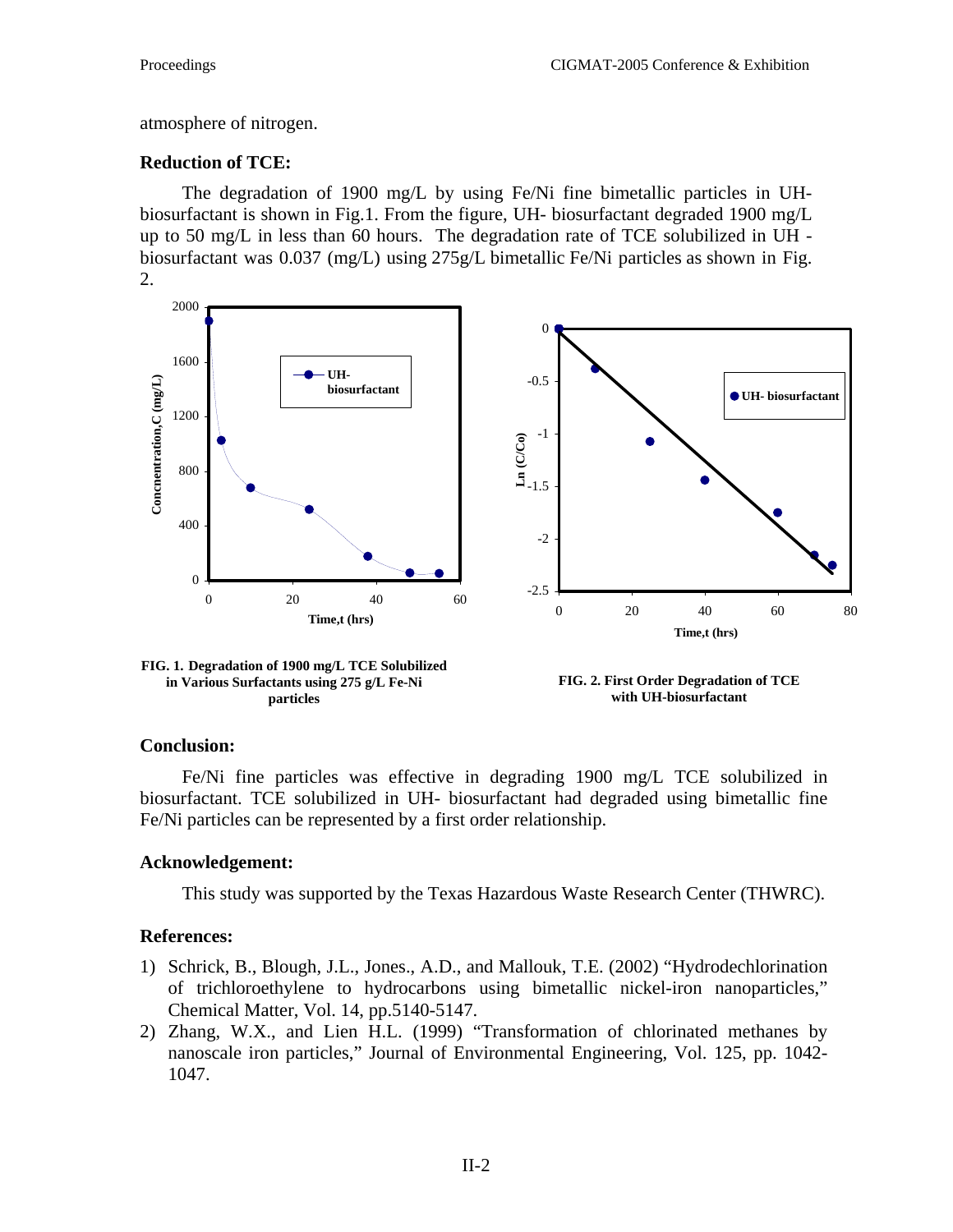atmosphere of nitrogen.

### Reduction of TCE:

The degradation of 1900 mg/L by using Fe/Ni fine bimetallic particles in UH-biosurfactant is shown in Fig.1. From the figure, UH- biosurfactant degraded 1900 mg/L up to 50 mg/L in less than 60 hours. The degradation rate of TCE solubilized in UH - biosurfactant was 0.037 (mg/L) using 275g/L bimetallic Fe/Ni particles as shown in Fig. 2.

2000
1600
1200
800
400
0
0 20 40 60
Concnentration,C (mg/L)
Time,t (hrs)
UH-biosurfactant

**FIG. 1. Degradation of 1900 mg/L TCE Solubilized in Various Surfactants using 275 g/L Fe-Ni particles**

0
-0.5
-1
-1.5
-2
-2.5
0 20 40 60 80
Ln (C/Co)
Time,t (hrs)
UH- biosurfactant

**FIG. 2. First Order Degradation of TCE with UH-biosurfactant**

### Conclusion:

Fe/Ni fine particles was effective in degrading 1900 mg/L TCE solubilized in biosurfactant. TCE solubilized in UH- biosurfactant had degraded using bimetallic fine Fe/Ni particles can be represented by a first order relationship.

### Acknowledgement:

This study was supported by the Texas Hazardous Waste Research Center (THWRC).

### References:

1) Schrick, B., Blough, J.L., Jones., A.D., and Mallouk, T.E. (2002) "Hydrodechlorination of trichloroethylene to hydrocarbons using bimetallic nickel-iron nanoparticles," Chemical Matter, Vol. 14, pp.5140-5147.
2) Zhang, W.X., and Lien H.L. (1999) "Transformation of chlorinated methanes by nanoscale iron particles," Journal of Environmental Engineering, Vol. 125, pp. 1042-1047.